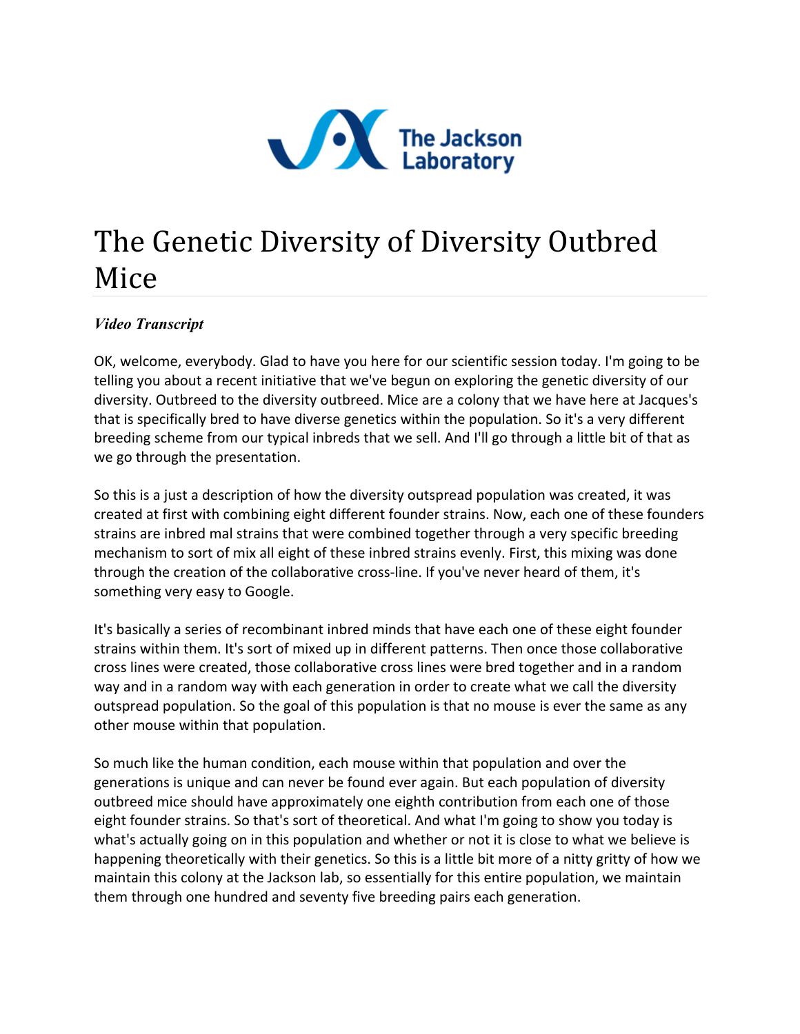# The Genetic Diversity of Diversity Outbred Mice

***Video Transcript***

OK, welcome, everybody. Glad to have you here for our scientific session today. I'm going to be telling you about a recent initiative that we've begun on exploring the genetic diversity of our diversity. Outbreed to the diversity outbreed. Mice are a colony that we have here at Jacques's that is specifically bred to have diverse genetics within the population. So it's a very different breeding scheme from our typical inbreds that we sell. And I'll go through a little bit of that as we go through the presentation.

So this is a just a description of how the diversity outspread population was created, it was created at first with combining eight different founder strains. Now, each one of these founders strains are inbred mal strains that were combined together through a very specific breeding mechanism to sort of mix all eight of these inbred strains evenly. First, this mixing was done through the creation of the collaborative cross-line. If you've never heard of them, it's something very easy to Google.

It's basically a series of recombinant inbred minds that have each one of these eight founder strains within them. It's sort of mixed up in different patterns. Then once those collaborative cross lines were created, those collaborative cross lines were bred together and in a random way and in a random way with each generation in order to create what we call the diversity outspread population. So the goal of this population is that no mouse is ever the same as any other mouse within that population.

So much like the human condition, each mouse within that population and over the generations is unique and can never be found ever again. But each population of diversity outbreed mice should have approximately one eighth contribution from each one of those eight founder strains. So that's sort of theoretical. And what I'm going to show you today is what's actually going on in this population and whether or not it is close to what we believe is happening theoretically with their genetics. So this is a little bit more of a nitty gritty of how we maintain this colony at the Jackson lab, so essentially for this entire population, we maintain them through one hundred and seventy five breeding pairs each generation.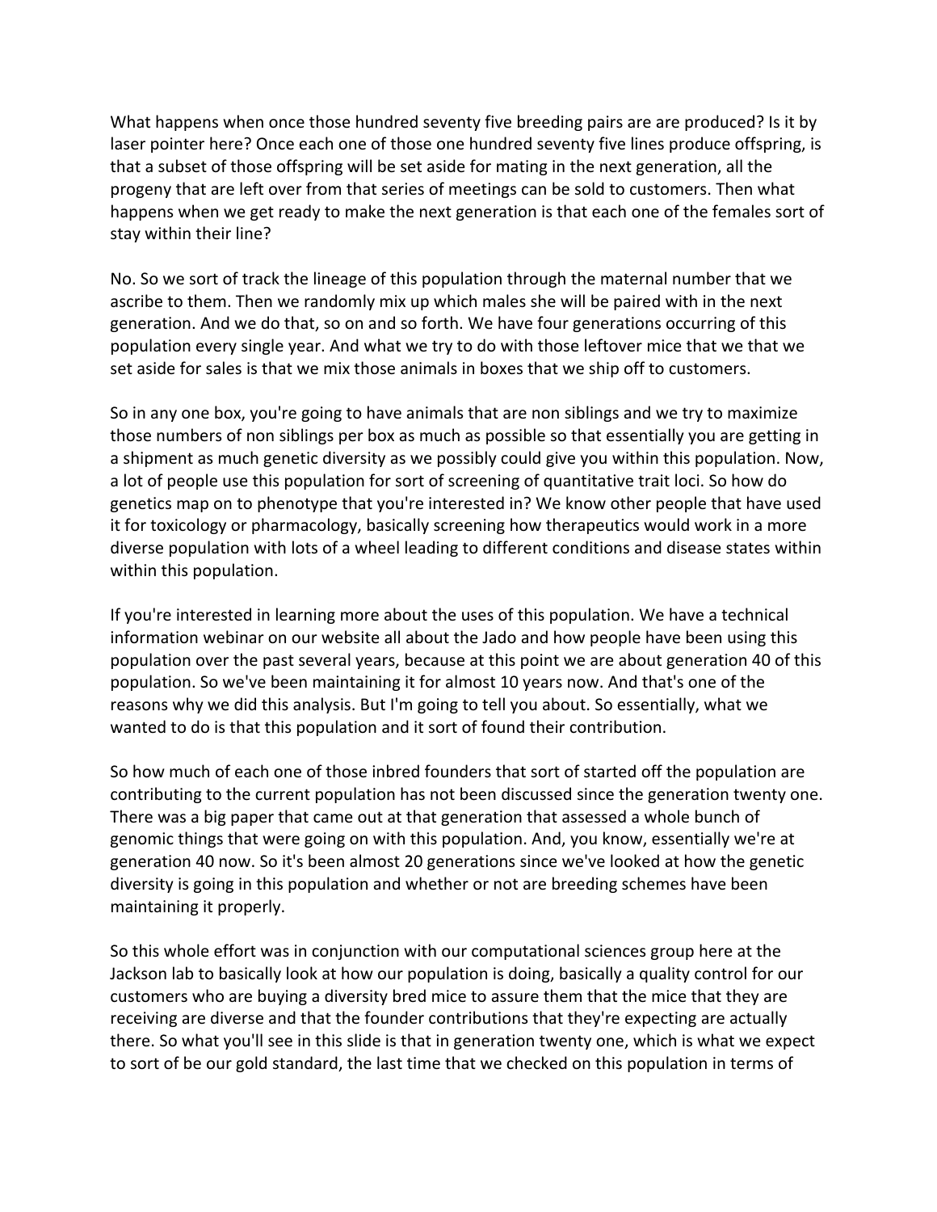What happens when once those hundred seventy five breeding pairs are are produced? Is it by laser pointer here? Once each one of those one hundred seventy five lines produce offspring, is that a subset of those offspring will be set aside for mating in the next generation, all the progeny that are left over from that series of meetings can be sold to customers. Then what happens when we get ready to make the next generation is that each one of the females sort of stay within their line?

No. So we sort of track the lineage of this population through the maternal number that we ascribe to them. Then we randomly mix up which males she will be paired with in the next generation. And we do that, so on and so forth. We have four generations occurring of this population every single year. And what we try to do with those leftover mice that we that we set aside for sales is that we mix those animals in boxes that we ship off to customers.

So in any one box, you're going to have animals that are non siblings and we try to maximize those numbers of non siblings per box as much as possible so that essentially you are getting in a shipment as much genetic diversity as we possibly could give you within this population. Now, a lot of people use this population for sort of screening of quantitative trait loci. So how do genetics map on to phenotype that you're interested in? We know other people that have used it for toxicology or pharmacology, basically screening how therapeutics would work in a more diverse population with lots of a wheel leading to different conditions and disease states within within this population.

If you're interested in learning more about the uses of this population. We have a technical information webinar on our website all about the Jado and how people have been using this population over the past several years, because at this point we are about generation 40 of this population. So we've been maintaining it for almost 10 years now. And that's one of the reasons why we did this analysis. But I'm going to tell you about. So essentially, what we wanted to do is that this population and it sort of found their contribution.

So how much of each one of those inbred founders that sort of started off the population are contributing to the current population has not been discussed since the generation twenty one. There was a big paper that came out at that generation that assessed a whole bunch of genomic things that were going on with this population. And, you know, essentially we're at generation 40 now. So it's been almost 20 generations since we've looked at how the genetic diversity is going in this population and whether or not are breeding schemes have been maintaining it properly.

So this whole effort was in conjunction with our computational sciences group here at the Jackson lab to basically look at how our population is doing, basically a quality control for our customers who are buying a diversity bred mice to assure them that the mice that they are receiving are diverse and that the founder contributions that they're expecting are actually there. So what you'll see in this slide is that in generation twenty one, which is what we expect to sort of be our gold standard, the last time that we checked on this population in terms of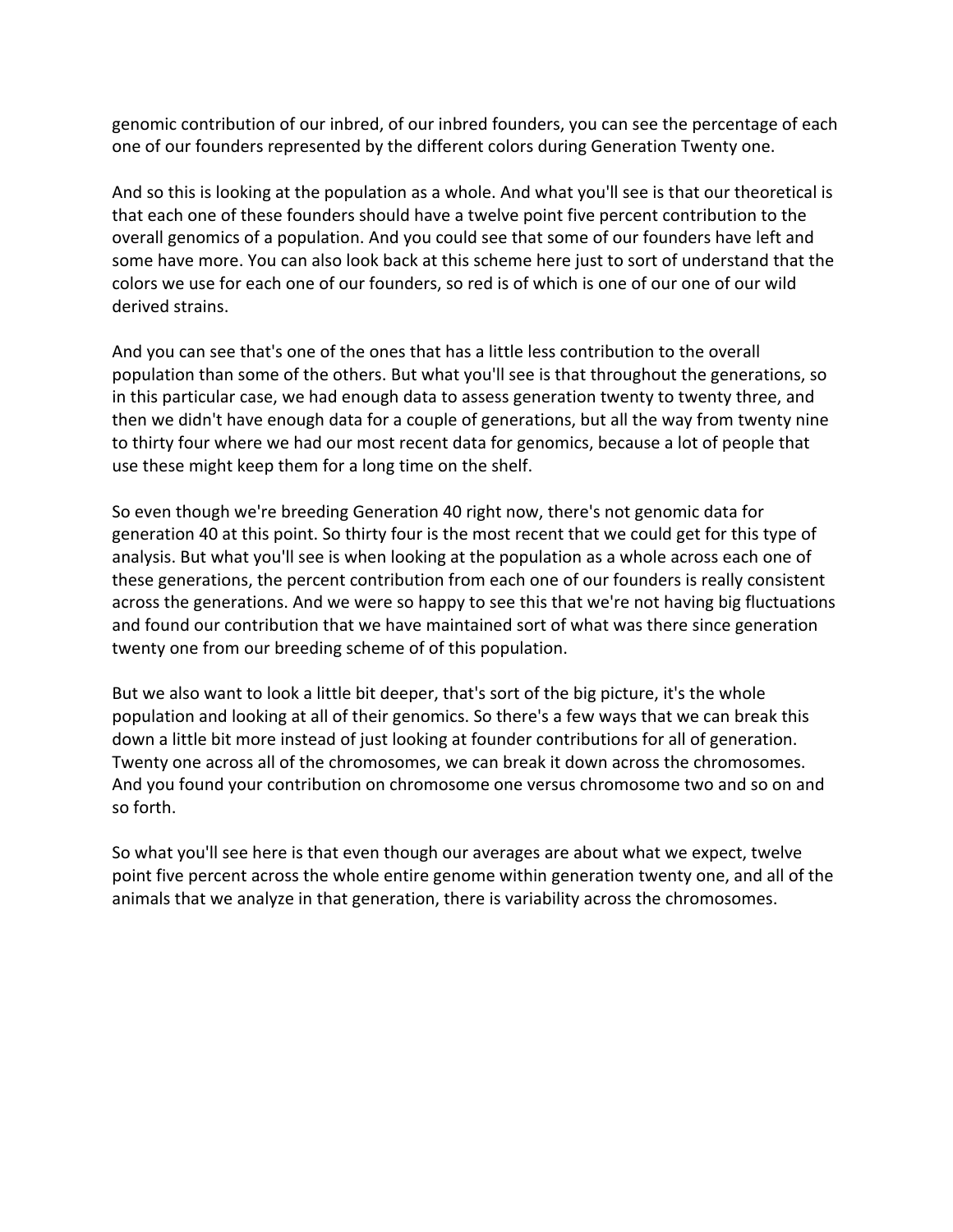genomic contribution of our inbred, of our inbred founders, you can see the percentage of each one of our founders represented by the different colors during Generation Twenty one.

And so this is looking at the population as a whole. And what you'll see is that our theoretical is that each one of these founders should have a twelve point five percent contribution to the overall genomics of a population. And you could see that some of our founders have left and some have more. You can also look back at this scheme here just to sort of understand that the colors we use for each one of our founders, so red is of which is one of our one of our wild derived strains.

And you can see that's one of the ones that has a little less contribution to the overall population than some of the others. But what you'll see is that throughout the generations, so in this particular case, we had enough data to assess generation twenty to twenty three, and then we didn't have enough data for a couple of generations, but all the way from twenty nine to thirty four where we had our most recent data for genomics, because a lot of people that use these might keep them for a long time on the shelf.

So even though we're breeding Generation 40 right now, there's not genomic data for generation 40 at this point. So thirty four is the most recent that we could get for this type of analysis. But what you'll see is when looking at the population as a whole across each one of these generations, the percent contribution from each one of our founders is really consistent across the generations. And we were so happy to see this that we're not having big fluctuations and found our contribution that we have maintained sort of what was there since generation twenty one from our breeding scheme of of this population.

But we also want to look a little bit deeper, that's sort of the big picture, it's the whole population and looking at all of their genomics. So there's a few ways that we can break this down a little bit more instead of just looking at founder contributions for all of generation. Twenty one across all of the chromosomes, we can break it down across the chromosomes. And you found your contribution on chromosome one versus chromosome two and so on and so forth.

So what you'll see here is that even though our averages are about what we expect, twelve point five percent across the whole entire genome within generation twenty one, and all of the animals that we analyze in that generation, there is variability across the chromosomes.